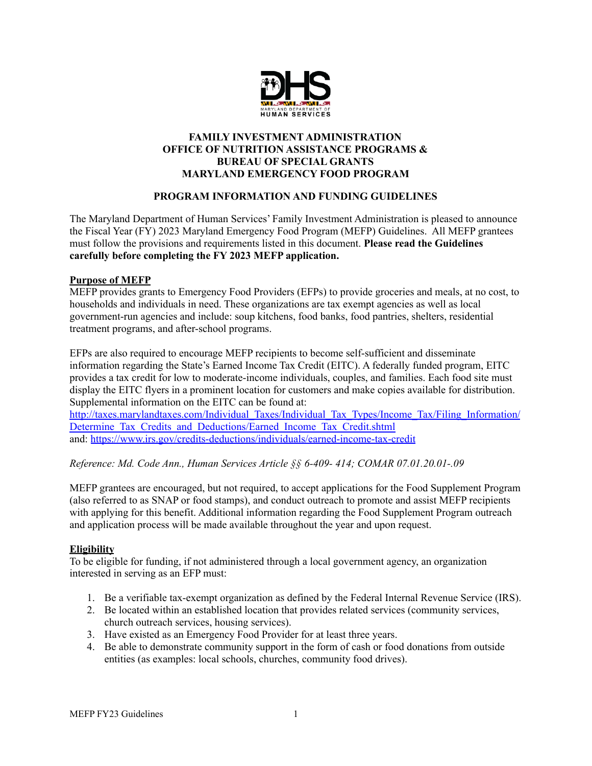# FAMILY INVESTMENT ADMINISTRATION
# OFFICE OF NUTRITION ASSISTANCE PROGRAMS &
# BUREAU OF SPECIAL GRANTS
# MARYLAND EMERGENCY FOOD PROGRAM

## PROGRAM INFORMATION AND FUNDING GUIDELINES

The Maryland Department of Human Services' Family Investment Administration is pleased to announce the Fiscal Year (FY) 2023 Maryland Emergency Food Program (MEFP) Guidelines. All MEFP grantees must follow the provisions and requirements listed in this document. **Please read the Guidelines carefully before completing the FY 2023 MEFP application.**

### Purpose of MEFP

MEFP provides grants to Emergency Food Providers (EFPs) to provide groceries and meals, at no cost, to households and individuals in need. These organizations are tax exempt agencies as well as local government-run agencies and include: soup kitchens, food banks, food pantries, shelters, residential treatment programs, and after-school programs.

EFPs are also required to encourage MEFP recipients to become self-sufficient and disseminate information regarding the State's Earned Income Tax Credit (EITC). A federally funded program, EITC provides a tax credit for low to moderate-income individuals, couples, and families. Each food site must display the EITC flyers in a prominent location for customers and make copies available for distribution. Supplemental information on the EITC can be found at:
[http://taxes.marylandtaxes.com/Individual_Taxes/Individual_Tax_Types/Income_Tax/Filing_Information/Determine_Tax_Credits_and_Deductions/Earned_Income_Tax_Credit.shtml](http://taxes.marylandtaxes.com/Individual_Taxes/Individual_Tax_Types/Income_Tax/Filing_Information/Determine_Tax_Credits_and_Deductions/Earned_Income_Tax_Credit.shtml)
and: [https://www.irs.gov/credits-deductions/individuals/earned-income-tax-credit](https://www.irs.gov/credits-deductions/individuals/earned-income-tax-credit)

*Reference: Md. Code Ann., Human Services Article §§ 6-409- 414; COMAR 07.01.20.01-.09*

MEFP grantees are encouraged, but not required, to accept applications for the Food Supplement Program (also referred to as SNAP or food stamps), and conduct outreach to promote and assist MEFP recipients with applying for this benefit. Additional information regarding the Food Supplement Program outreach and application process will be made available throughout the year and upon request.

### Eligibility

To be eligible for funding, if not administered through a local government agency, an organization interested in serving as an EFP must:

1. Be a verifiable tax-exempt organization as defined by the Federal Internal Revenue Service (IRS).
2. Be located within an established location that provides related services (community services, church outreach services, housing services).
3. Have existed as an Emergency Food Provider for at least three years.
4. Be able to demonstrate community support in the form of cash or food donations from outside entities (as examples: local schools, churches, community food drives).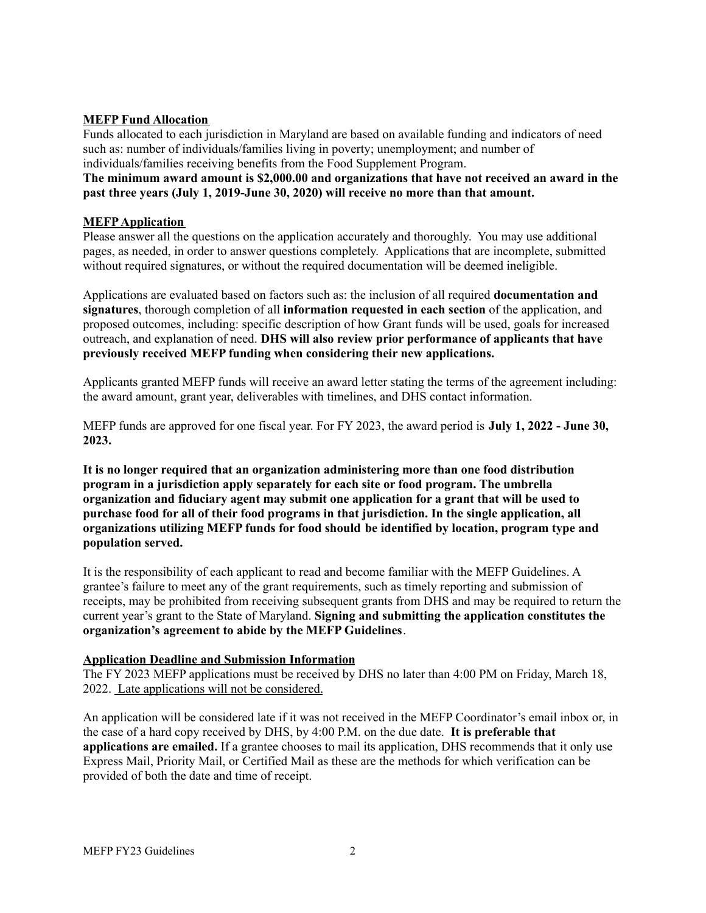**<u>MEFP Fund Allocation</u>**

Funds allocated to each jurisdiction in Maryland are based on available funding and indicators of need such as: number of individuals/families living in poverty; unemployment; and number of individuals/families receiving benefits from the Food Supplement Program.

**The minimum award amount is $2,000.00 and organizations that have not received an award in the past three years (July 1, 2019-June 30, 2020) will receive no more than that amount.**

**<u>MEFP Application</u>**

Please answer all the questions on the application accurately and thoroughly. You may use additional pages, as needed, in order to answer questions completely. Applications that are incomplete, submitted without required signatures, or without the required documentation will be deemed ineligible.

Applications are evaluated based on factors such as: the inclusion of all required **documentation and signatures**, thorough completion of all **information requested in each section** of the application, and proposed outcomes, including: specific description of how Grant funds will be used, goals for increased outreach, and explanation of need. **DHS will also review prior performance of applicants that have previously received MEFP funding when considering their new applications.**

Applicants granted MEFP funds will receive an award letter stating the terms of the agreement including: the award amount, grant year, deliverables with timelines, and DHS contact information.

MEFP funds are approved for one fiscal year. For FY 2023, the award period is **July 1, 2022 - June 30, 2023.**

**It is no longer required that an organization administering more than one food distribution program in a jurisdiction apply separately for each site or food program. The umbrella organization and fiduciary agent may submit one application for a grant that will be used to purchase food for all of their food programs in that jurisdiction. In the single application, all organizations utilizing MEFP funds for food should be identified by location, program type and population served.**

It is the responsibility of each applicant to read and become familiar with the MEFP Guidelines. A grantee's failure to meet any of the grant requirements, such as timely reporting and submission of receipts, may be prohibited from receiving subsequent grants from DHS and may be required to return the current year's grant to the State of Maryland. **Signing and submitting the application constitutes the organization's agreement to abide by the MEFP Guidelines**.

**<u>Application Deadline and Submission Information</u>**

The FY 2023 MEFP applications must be received by DHS no later than 4:00 PM on Friday, March 18, 2022. <u>Late applications will not be considered.</u>

An application will be considered late if it was not received in the MEFP Coordinator's email inbox or, in the case of a hard copy received by DHS, by 4:00 P.M. on the due date. **It is preferable that applications are emailed.** If a grantee chooses to mail its application, DHS recommends that it only use Express Mail, Priority Mail, or Certified Mail as these are the methods for which verification can be provided of both the date and time of receipt.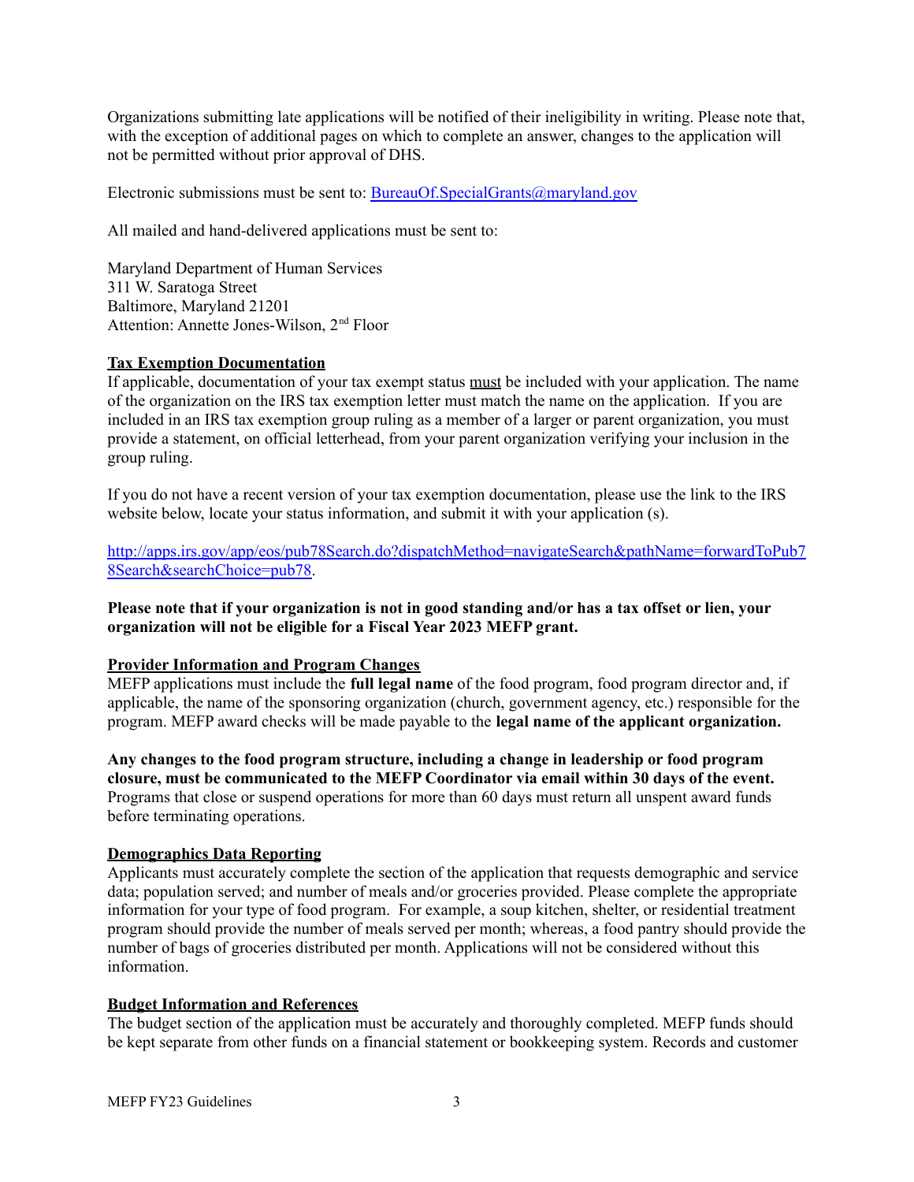Organizations submitting late applications will be notified of their ineligibility in writing. Please note that, with the exception of additional pages on which to complete an answer, changes to the application will not be permitted without prior approval of DHS.

Electronic submissions must be sent to: [BureauOf.SpecialGrants@maryland.gov](mailto:BureauOf.SpecialGrants@maryland.gov)

All mailed and hand-delivered applications must be sent to:

Maryland Department of Human Services
311 W. Saratoga Street
Baltimore, Maryland 21201
Attention: Annette Jones-Wilson, 2nd Floor

**Tax Exemption Documentation**

If applicable, documentation of your tax exempt status must be included with your application. The name of the organization on the IRS tax exemption letter must match the name on the application. If you are included in an IRS tax exemption group ruling as a member of a larger or parent organization, you must provide a statement, on official letterhead, from your parent organization verifying your inclusion in the group ruling.

If you do not have a recent version of your tax exemption documentation, please use the link to the IRS website below, locate your status information, and submit it with your application (s).

[http://apps.irs.gov/app/eos/pub78Search.do?dispatchMethod=navigateSearch&pathName=forwardToPub78Search&searchChoice=pub78](http://apps.irs.gov/app/eos/pub78Search.do?dispatchMethod=navigateSearch&pathName=forwardToPub78Search&searchChoice=pub78).

**Please note that if your organization is not in good standing and/or has a tax offset or lien, your organization will not be eligible for a Fiscal Year 2023 MEFP grant.**

**Provider Information and Program Changes**

MEFP applications must include the **full legal name** of the food program, food program director and, if applicable, the name of the sponsoring organization (church, government agency, etc.) responsible for the program. MEFP award checks will be made payable to the **legal name of the applicant organization.**

**Any changes to the food program structure, including a change in leadership or food program closure, must be communicated to the MEFP Coordinator via email within 30 days of the event.** Programs that close or suspend operations for more than 60 days must return all unspent award funds before terminating operations.

**Demographics Data Reporting**

Applicants must accurately complete the section of the application that requests demographic and service data; population served; and number of meals and/or groceries provided. Please complete the appropriate information for your type of food program. For example, a soup kitchen, shelter, or residential treatment program should provide the number of meals served per month; whereas, a food pantry should provide the number of bags of groceries distributed per month. Applications will not be considered without this information.

**Budget Information and References**

The budget section of the application must be accurately and thoroughly completed. MEFP funds should be kept separate from other funds on a financial statement or bookkeeping system. Records and customer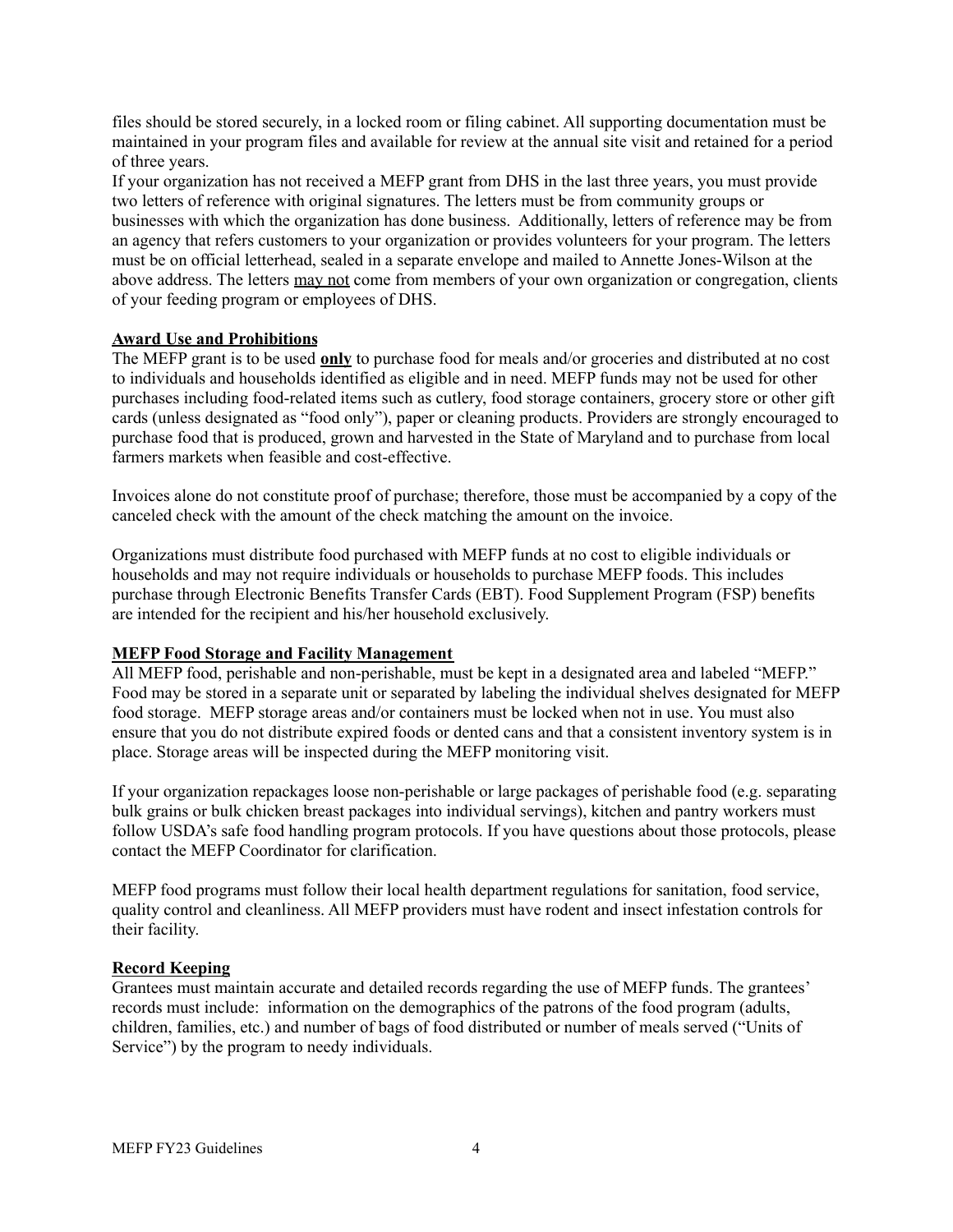files should be stored securely, in a locked room or filing cabinet. All supporting documentation must be maintained in your program files and available for review at the annual site visit and retained for a period of three years.

If your organization has not received a MEFP grant from DHS in the last three years, you must provide two letters of reference with original signatures. The letters must be from community groups or businesses with which the organization has done business. Additionally, letters of reference may be from an agency that refers customers to your organization or provides volunteers for your program. The letters must be on official letterhead, sealed in a separate envelope and mailed to Annette Jones-Wilson at the above address. The letters may not come from members of your own organization or congregation, clients of your feeding program or employees of DHS.

## Award Use and Prohibitions

The MEFP grant is to be used **only** to purchase food for meals and/or groceries and distributed at no cost to individuals and households identified as eligible and in need. MEFP funds may not be used for other purchases including food-related items such as cutlery, food storage containers, grocery store or other gift cards (unless designated as "food only"), paper or cleaning products. Providers are strongly encouraged to purchase food that is produced, grown and harvested in the State of Maryland and to purchase from local farmers markets when feasible and cost-effective.

Invoices alone do not constitute proof of purchase; therefore, those must be accompanied by a copy of the canceled check with the amount of the check matching the amount on the invoice.

Organizations must distribute food purchased with MEFP funds at no cost to eligible individuals or households and may not require individuals or households to purchase MEFP foods. This includes purchase through Electronic Benefits Transfer Cards (EBT). Food Supplement Program (FSP) benefits are intended for the recipient and his/her household exclusively.

## MEFP Food Storage and Facility Management

All MEFP food, perishable and non-perishable, must be kept in a designated area and labeled "MEFP." Food may be stored in a separate unit or separated by labeling the individual shelves designated for MEFP food storage. MEFP storage areas and/or containers must be locked when not in use. You must also ensure that you do not distribute expired foods or dented cans and that a consistent inventory system is in place. Storage areas will be inspected during the MEFP monitoring visit.

If your organization repackages loose non-perishable or large packages of perishable food (e.g. separating bulk grains or bulk chicken breast packages into individual servings), kitchen and pantry workers must follow USDA's safe food handling program protocols. If you have questions about those protocols, please contact the MEFP Coordinator for clarification.

MEFP food programs must follow their local health department regulations for sanitation, food service, quality control and cleanliness. All MEFP providers must have rodent and insect infestation controls for their facility.

## Record Keeping

Grantees must maintain accurate and detailed records regarding the use of MEFP funds. The grantees' records must include: information on the demographics of the patrons of the food program (adults, children, families, etc.) and number of bags of food distributed or number of meals served ("Units of Service") by the program to needy individuals.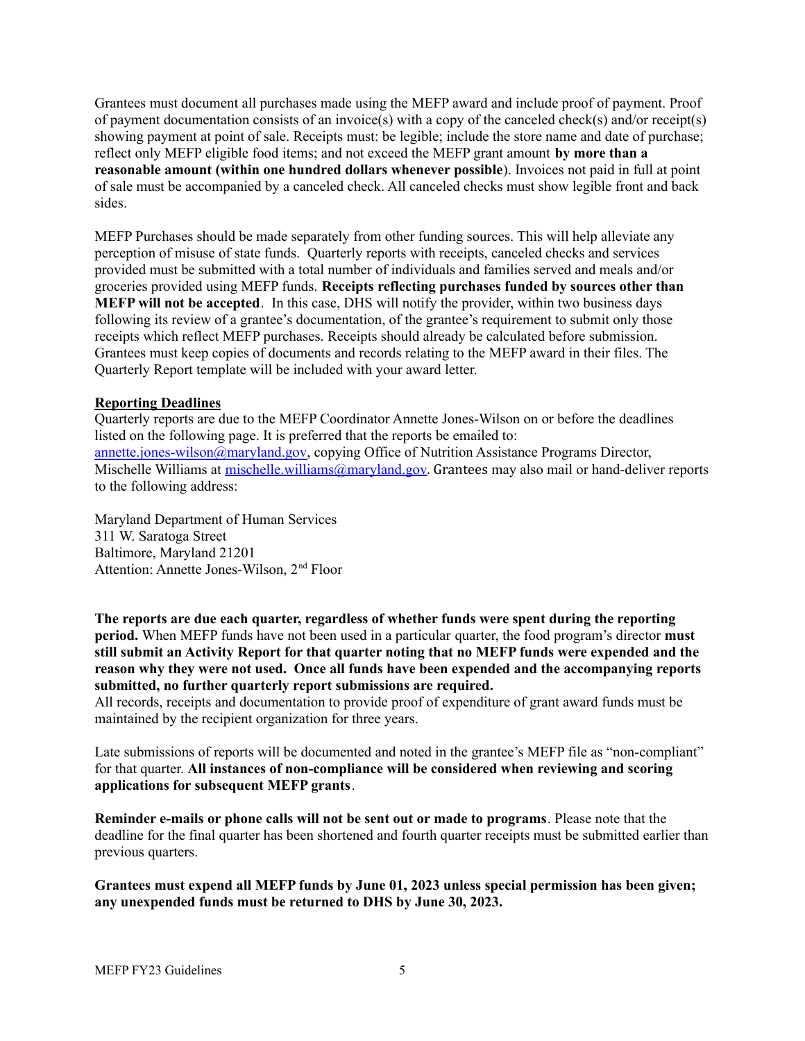Grantees must document all purchases made using the MEFP award and include proof of payment. Proof of payment documentation consists of an invoice(s) with a copy of the canceled check(s) and/or receipt(s) showing payment at point of sale. Receipts must: be legible; include the store name and date of purchase; reflect only MEFP eligible food items; and not exceed the MEFP grant amount **by more than a reasonable amount (within one hundred dollars whenever possible**). Invoices not paid in full at point of sale must be accompanied by a canceled check. All canceled checks must show legible front and back sides.

MEFP Purchases should be made separately from other funding sources. This will help alleviate any perception of misuse of state funds. Quarterly reports with receipts, canceled checks and services provided must be submitted with a total number of individuals and families served and meals and/or groceries provided using MEFP funds. **Receipts reflecting purchases funded by sources other than MEFP will not be accepted**. In this case, DHS will notify the provider, within two business days following its review of a grantee's documentation, of the grantee's requirement to submit only those receipts which reflect MEFP purchases. Receipts should already be calculated before submission. Grantees must keep copies of documents and records relating to the MEFP award in their files. The Quarterly Report template will be included with your award letter.

**Reporting Deadlines**

Quarterly reports are due to the MEFP Coordinator Annette Jones-Wilson on or before the deadlines listed on the following page. It is preferred that the reports be emailed to: annette.jones-wilson@maryland.gov, copying Office of Nutrition Assistance Programs Director, Mischelle Williams at mischelle.williams@maryland.gov. Grantees may also mail or hand-deliver reports to the following address:

Maryland Department of Human Services
311 W. Saratoga Street
Baltimore, Maryland 21201
Attention: Annette Jones-Wilson, 2nd Floor

**The reports are due each quarter, regardless of whether funds were spent during the reporting period.** When MEFP funds have not been used in a particular quarter, the food program's director **must still submit an Activity Report for that quarter noting that no MEFP funds were expended and the reason why they were not used. Once all funds have been expended and the accompanying reports submitted, no further quarterly report submissions are required.**

All records, receipts and documentation to provide proof of expenditure of grant award funds must be maintained by the recipient organization for three years.

Late submissions of reports will be documented and noted in the grantee's MEFP file as "non-compliant" for that quarter. **All instances of non-compliance will be considered when reviewing and scoring applications for subsequent MEFP grants**.

**Reminder e-mails or phone calls will not be sent out or made to programs**. Please note that the deadline for the final quarter has been shortened and fourth quarter receipts must be submitted earlier than previous quarters.

**Grantees must expend all MEFP funds by June 01, 2023 unless special permission has been given; any unexpended funds must be returned to DHS by June 30, 2023.**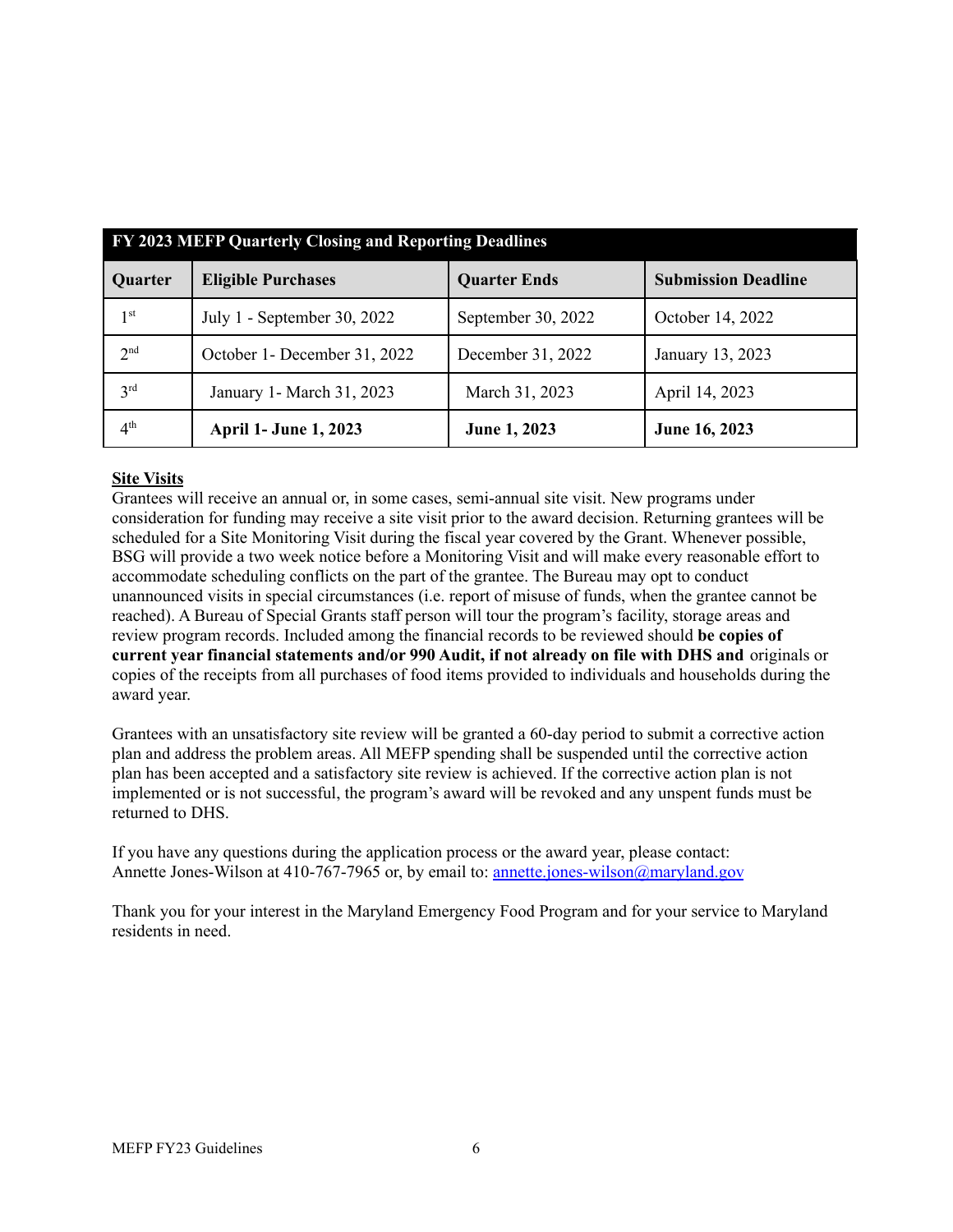| FY 2023 MEFP Quarterly Closing and Reporting Deadlines | | | |
|---|---|---|---|
| **Quarter** | **Eligible Purchases** | **Quarter Ends** | **Submission Deadline** |
| 1st | July 1 - September 30, 2022 | September 30, 2022 | October 14, 2022 |
| 2nd | October 1- December 31, 2022 | December 31, 2022 | January 13, 2023 |
| 3rd | January 1- March 31, 2023 | March 31, 2023 | April 14, 2023 |
| 4th | **April 1- June 1, 2023** | **June 1, 2023** | **June 16, 2023** |

**Site Visits**

Grantees will receive an annual or, in some cases, semi-annual site visit. New programs under consideration for funding may receive a site visit prior to the award decision. Returning grantees will be scheduled for a Site Monitoring Visit during the fiscal year covered by the Grant. Whenever possible, BSG will provide a two week notice before a Monitoring Visit and will make every reasonable effort to accommodate scheduling conflicts on the part of the grantee. The Bureau may opt to conduct unannounced visits in special circumstances (i.e. report of misuse of funds, when the grantee cannot be reached). A Bureau of Special Grants staff person will tour the program's facility, storage areas and review program records. Included among the financial records to be reviewed should **be copies of current year financial statements and/or 990 Audit, if not already on file with DHS and** originals or copies of the receipts from all purchases of food items provided to individuals and households during the award year.

Grantees with an unsatisfactory site review will be granted a 60-day period to submit a corrective action plan and address the problem areas. All MEFP spending shall be suspended until the corrective action plan has been accepted and a satisfactory site review is achieved. If the corrective action plan is not implemented or is not successful, the program's award will be revoked and any unspent funds must be returned to DHS.

If you have any questions during the application process or the award year, please contact:
Annette Jones-Wilson at 410-767-7965 or, by email to: annette.jones-wilson@maryland.gov

Thank you for your interest in the Maryland Emergency Food Program and for your service to Maryland residents in need.